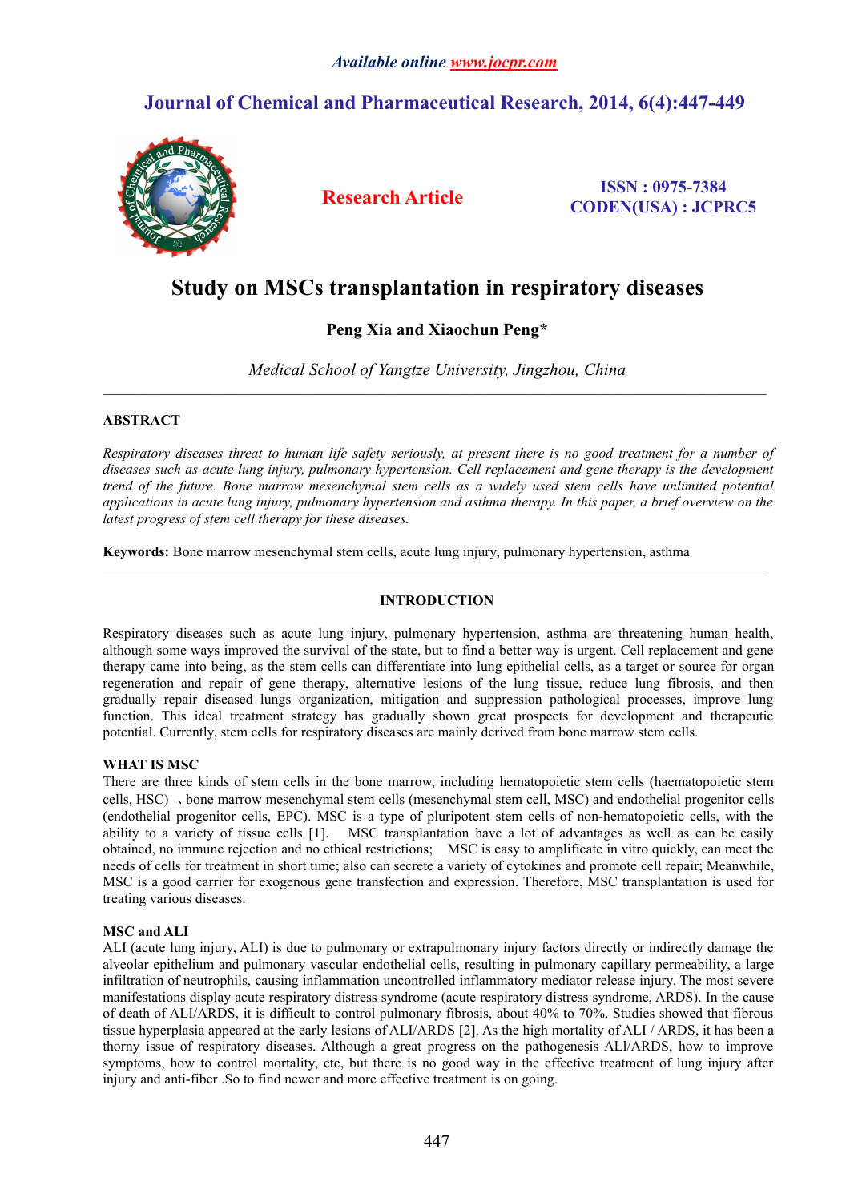# Study on MSCs transplantation in respiratory diseases

**Peng Xia and Xiaochun Peng***

*Medical School of Yangtze University, Jingzhou, China*

---

## ABSTRACT

*Respiratory diseases threat to human life safety seriously, at present there is no good treatment for a number of diseases such as acute lung injury, pulmonary hypertension. Cell replacement and gene therapy is the development trend of the future. Bone marrow mesenchymal stem cells as a widely used stem cells have unlimited potential applications in acute lung injury, pulmonary hypertension and asthma therapy. In this paper, a brief overview on the latest progress of stem cell therapy for these diseases.*

**Keywords:** Bone marrow mesenchymal stem cells, acute lung injury, pulmonary hypertension, asthma

---

## INTRODUCTION

Respiratory diseases such as acute lung injury, pulmonary hypertension, asthma are threatening human health, although some ways improved the survival of the state, but to find a better way is urgent. Cell replacement and gene therapy came into being, as the stem cells can differentiate into lung epithelial cells, as a target or source for organ regeneration and repair of gene therapy, alternative lesions of the lung tissue, reduce lung fibrosis, and then gradually repair diseased lungs organization, mitigation and suppression pathological processes, improve lung function. This ideal treatment strategy has gradually shown great prospects for development and therapeutic potential. Currently, stem cells for respiratory diseases are mainly derived from bone marrow stem cells.

### WHAT IS MSC

There are three kinds of stem cells in the bone marrow, including hematopoietic stem cells (haematopoietic stem cells, HSC) 、bone marrow mesenchymal stem cells (mesenchymal stem cell, MSC) and endothelial progenitor cells (endothelial progenitor cells, EPC). MSC is a type of pluripotent stem cells of non-hematopoietic cells, with the ability to a variety of tissue cells [1]. MSC transplantation have a lot of advantages as well as can be easily obtained, no immune rejection and no ethical restrictions; MSC is easy to amplificate in vitro quickly, can meet the needs of cells for treatment in short time; also can secrete a variety of cytokines and promote cell repair; Meanwhile, MSC is a good carrier for exogenous gene transfection and expression. Therefore, MSC transplantation is used for treating various diseases.

### MSC and ALI

ALI (acute lung injury, ALI) is due to pulmonary or extrapulmonary injury factors directly or indirectly damage the alveolar epithelium and pulmonary vascular endothelial cells, resulting in pulmonary capillary permeability, a large infiltration of neutrophils, causing inflammation uncontrolled inflammatory mediator release injury. The most severe manifestations display acute respiratory distress syndrome (acute respiratory distress syndrome, ARDS). In the cause of death of ALI/ARDS, it is difficult to control pulmonary fibrosis, about 40% to 70%. Studies showed that fibrous tissue hyperplasia appeared at the early lesions of ALI/ARDS [2]. As the high mortality of ALI / ARDS, it has been a thorny issue of respiratory diseases. Although a great progress on the pathogenesis ALl/ARDS, how to improve symptoms, how to control mortality, etc, but there is no good way in the effective treatment of lung injury after injury and anti-fiber .So to find newer and more effective treatment is on going.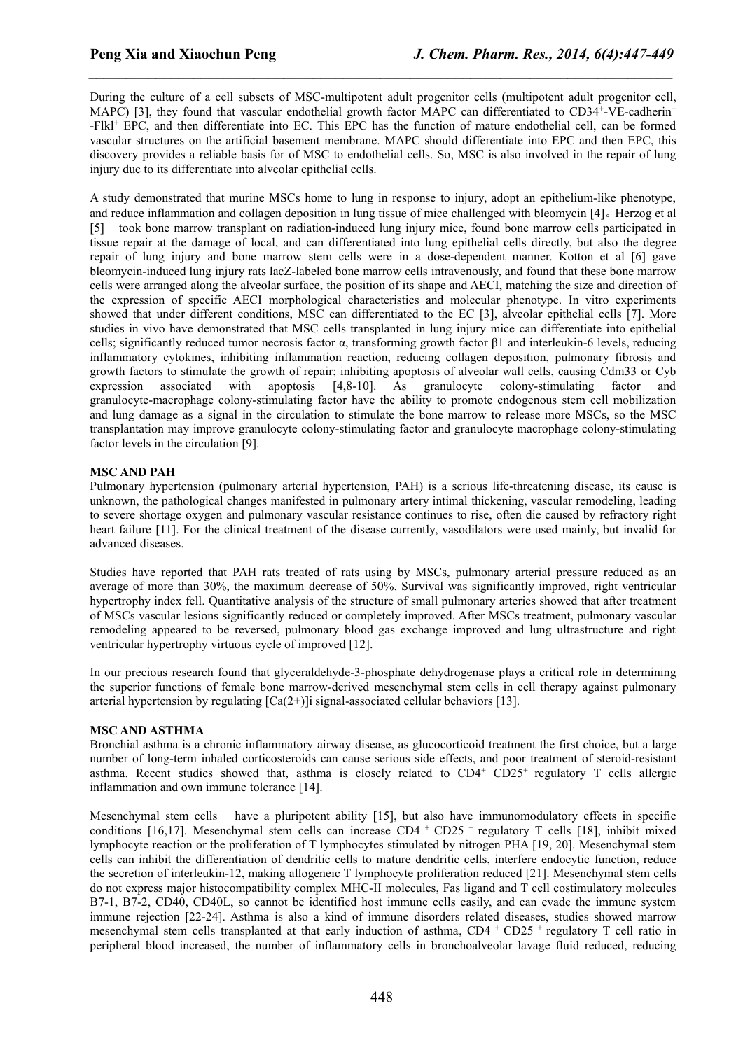During the culture of a cell subsets of MSC-multipotent adult progenitor cells (multipotent adult progenitor cell, MAPC) [3], they found that vascular endothelial growth factor MAPC can differentiated to $CD34^+$-VE-cadherin$^+$ -Flkl$^+$ EPC, and then differentiate into EC. This EPC has the function of mature endothelial cell, can be formed vascular structures on the artificial basement membrane. MAPC should differentiate into EPC and then EPC, this discovery provides a reliable basis for of MSC to endothelial cells. So, MSC is also involved in the repair of lung injury due to its differentiate into alveolar epithelial cells.

A study demonstrated that murine MSCs home to lung in response to injury, adopt an epithelium-like phenotype, and reduce inflammation and collagen deposition in lung tissue of mice challenged with bleomycin [4]。Herzog et al [5] took bone marrow transplant on radiation-induced lung injury mice, found bone marrow cells participated in tissue repair at the damage of local, and can differentiated into lung epithelial cells directly, but also the degree repair of lung injury and bone marrow stem cells were in a dose-dependent manner. Kotton et al [6] gave bleomycin-induced lung injury rats lacZ-labeled bone marrow cells intravenously, and found that these bone marrow cells were arranged along the alveolar surface, the position of its shape and AECI, matching the size and direction of the expression of specific AECI morphological characteristics and molecular phenotype. In vitro experiments showed that under different conditions, MSC can differentiated to the EC [3], alveolar epithelial cells [7]. More studies in vivo have demonstrated that MSC cells transplanted in lung injury mice can differentiate into epithelial cells; significantly reduced tumor necrosis factor α, transforming growth factor β1 and interleukin-6 levels, reducing inflammatory cytokines, inhibiting inflammation reaction, reducing collagen deposition, pulmonary fibrosis and growth factors to stimulate the growth of repair; inhibiting apoptosis of alveolar wall cells, causing Cdm33 or Cyb expression associated with apoptosis [4,8-10]. As granulocyte colony-stimulating factor and granulocyte-macrophage colony-stimulating factor have the ability to promote endogenous stem cell mobilization and lung damage as a signal in the circulation to stimulate the bone marrow to release more MSCs, so the MSC transplantation may improve granulocyte colony-stimulating factor and granulocyte macrophage colony-stimulating factor levels in the circulation [9].

**MSC AND PAH**

Pulmonary hypertension (pulmonary arterial hypertension, PAH) is a serious life-threatening disease, its cause is unknown, the pathological changes manifested in pulmonary artery intimal thickening, vascular remodeling, leading to severe shortage oxygen and pulmonary vascular resistance continues to rise, often die caused by refractory right heart failure [11]. For the clinical treatment of the disease currently, vasodilators were used mainly, but invalid for advanced diseases.

Studies have reported that PAH rats treated of rats using by MSCs, pulmonary arterial pressure reduced as an average of more than 30%, the maximum decrease of 50%. Survival was significantly improved, right ventricular hypertrophy index fell. Quantitative analysis of the structure of small pulmonary arteries showed that after treatment of MSCs vascular lesions significantly reduced or completely improved. After MSCs treatment, pulmonary vascular remodeling appeared to be reversed, pulmonary blood gas exchange improved and lung ultrastructure and right ventricular hypertrophy virtuous cycle of improved [12].

In our precious research found that glyceraldehyde-3-phosphate dehydrogenase plays a critical role in determining the superior functions of female bone marrow-derived mesenchymal stem cells in cell therapy against pulmonary arterial hypertension by regulating $[Ca(2+)]i$ signal-associated cellular behaviors [13].

**MSC AND ASTHMA**

Bronchial asthma is a chronic inflammatory airway disease, as glucocorticoid treatment the first choice, but a large number of long-term inhaled corticosteroids can cause serious side effects, and poor treatment of steroid-resistant asthma. Recent studies showed that, asthma is closely related to $CD4^+$ $CD25^+$ regulatory T cells allergic inflammation and own immune tolerance [14].

Mesenchymal stem cells have a pluripotent ability [15], but also have immunomodulatory effects in specific conditions [16,17]. Mesenchymal stem cells can increase $CD4^+$ $CD25^+$ regulatory T cells [18], inhibit mixed lymphocyte reaction or the proliferation of T lymphocytes stimulated by nitrogen PHA [19, 20]. Mesenchymal stem cells can inhibit the differentiation of dendritic cells to mature dendritic cells, interfere endocytic function, reduce the secretion of interleukin-12, making allogeneic T lymphocyte proliferation reduced [21]. Mesenchymal stem cells do not express major histocompatibility complex MHC-II molecules, Fas ligand and T cell costimulatory molecules B7-1, B7-2, CD40, CD40L, so cannot be identified host immune cells easily, and can evade the immune system immune rejection [22-24]. Asthma is also a kind of immune disorders related diseases, studies showed marrow mesenchymal stem cells transplanted at that early induction of asthma, $CD4^+$ $CD25^+$ regulatory T cell ratio in peripheral blood increased, the number of inflammatory cells in bronchoalveolar lavage fluid reduced, reducing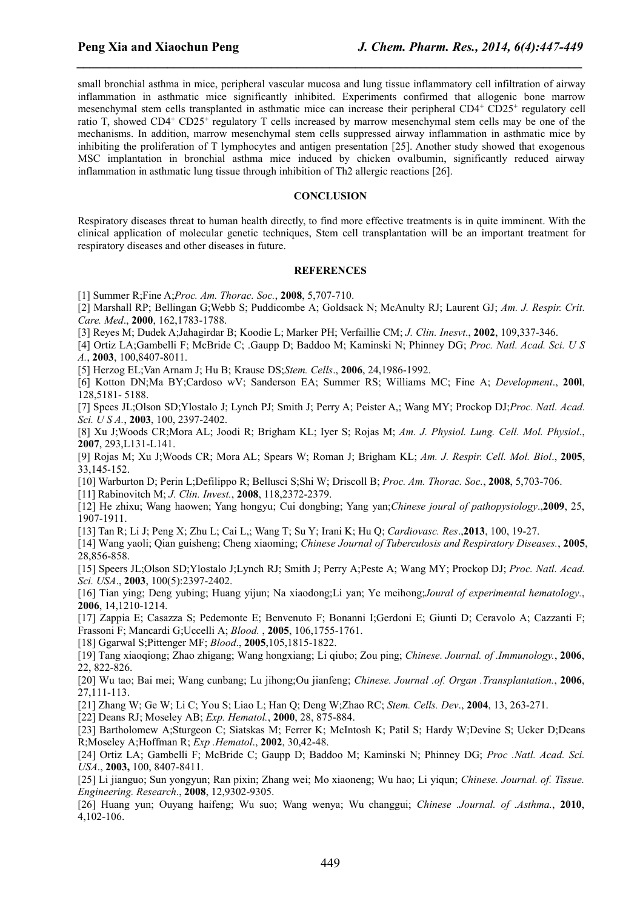small bronchial asthma in mice, peripheral vascular mucosa and lung tissue inflammatory cell infiltration of airway inflammation in asthmatic mice significantly inhibited. Experiments confirmed that allogenic bone marrow mesenchymal stem cells transplanted in asthmatic mice can increase their peripheral $CD4^+$ $CD25^+$ regulatory cell ratio T, showed $CD4^+$ $CD25^+$ regulatory T cells increased by marrow mesenchymal stem cells may be one of the mechanisms. In addition, marrow mesenchymal stem cells suppressed airway inflammation in asthmatic mice by inhibiting the proliferation of T lymphocytes and antigen presentation [25]. Another study showed that exogenous MSC implantation in bronchial asthma mice induced by chicken ovalbumin, significantly reduced airway inflammation in asthmatic lung tissue through inhibition of Th2 allergic reactions [26].

## CONCLUSION

Respiratory diseases threat to human health directly, to find more effective treatments is in quite imminent. With the clinical application of molecular genetic techniques, Stem cell transplantation will be an important treatment for respiratory diseases and other diseases in future.

## REFERENCES

[1] Summer R;Fine A;*Proc. Am. Thorac. Soc.*, **2008**, 5,707-710.

[2] Marshall RP; Bellingan G;Webb S; Puddicombe A; Goldsack N; McAnulty RJ; Laurent GJ; *Am. J. Respir. Crit. Care. Med*., **2000**, 162,1783-1788.

[3] Reyes M; Dudek A;Jahagirdar B; Koodie L; Marker PH; Verfaillie CM; *J. Clin. Inesvt*., **2002**, 109,337-346.

[4] Ortiz LA;Gambelli F; McBride C; .Gaupp D; Baddoo M; Kaminski N; Phinney DG; *Proc. Natl. Acad. Sci. U S A.*, **2003**, 100,8407-8011.

[5] Herzog EL;Van Arnam J; Hu B; Krause DS;*Stem. Cells*., **2006**, 24,1986-1992.

[6] Kotton DN;Ma BY;Cardoso wV; Sanderson EA; Summer RS; Williams MC; Fine A; *Development*., **200l**, 128,5181- 5188.

[7] Spees JL;Olson SD;Ylostalo J; Lynch PJ; Smith J; Perry A; Peister A,; Wang MY; Prockop DJ;*Proc. Natl. Acad. Sci. U S A.*, **2003**, 100, 2397-2402.

[8] Xu J;Woods CR;Mora AL; Joodi R; Brigham KL; Iyer S; Rojas M; *Am. J. Physiol. Lung. Cell. Mol. Physiol*., **2007**, 293,L131-L141.

[9] Rojas M; Xu J;Woods CR; Mora AL; Spears W; Roman J; Brigham KL; *Am. J. Respir. Cell. Mol. Biol*., **2005**, 33,145-152.

[10] Warburton D; Perin L;Defilippo R; Bellusci S;Shi W; Driscoll B; *Proc. Am. Thorac. Soc.*, **2008**, 5,703-706.

[11] Rabinovitch M; *J. Clin. Invest.*, **2008**, 118,2372-2379.

[12] He zhixu; Wang haowen; Yang hongyu; Cui dongbing; Yang yan;*Chinese joural of pathopysiology*.,**2009**, 25, 1907-1911.

[13] Tan R; Li J; Peng X; Zhu L; Cai L,; Wang T; Su Y; Irani K; Hu Q; *Cardiovasc. Res*.,**2013**, 100, 19-27.

[14] Wang yaoli; Qian guisheng; Cheng xiaoming; *Chinese Journal of Tuberculosis and Respiratory Diseases.*, **2005**, 28,856-858.

[15] Speers JL;Olson SD;Ylostalo J;Lynch RJ; Smith J; Perry A;Peste A; Wang MY; Prockop DJ; *Proc. Natl. Acad. Sci. USA*., **2003**, 100(5):2397-2402.

[16] Tian ying; Deng yubing; Huang yijun; Na xiaodong;Li yan; Ye meihong;*Joural of experimental hematology.*, **2006**, 14,1210-1214.

[17] Zappia E; Casazza S; Pedemonte E; Benvenuto F; Bonanni I;Gerdoni E; Giunti D; Ceravolo A; Cazzanti F; Frassoni F; Mancardi G;Uccelli A; *Blood.* , **2005**, 106,1755-1761.

[18] Ggarwal S;Pittenger MF; *Blood*., **2005**,105,1815-1822.

[19] Tang xiaoqiong; Zhao zhigang; Wang hongxiang; Li qiubo; Zou ping; *Chinese. Journal. of .Immunology.*, **2006**, 22, 822-826.

[20] Wu tao; Bai mei; Wang cunbang; Lu jihong;Ou jianfeng; *Chinese. Journal .of. Organ .Transplantation.*, **2006**, 27,111-113.

[21] Zhang W; Ge W; Li C; You S; Liao L; Han Q; Deng W;Zhao RC; *Stem. Cells. Dev*., **2004**, 13, 263-271.

[22] Deans RJ; Moseley AB; *Exp. Hematol.*, **2000**, 28, 875-884.

[23] Bartholomew A;Sturgeon C; Siatskas M; Ferrer K; McIntosh K; Patil S; Hardy W;Devine S; Ucker D;Deans R;Moseley A;Hoffman R; *Exp .Hematol*., **2002**, 30,42-48.

[24] Ortiz LA; Gambelli F; McBride C; Gaupp D; Baddoo M; Kaminski N; Phinney DG; *Proc .Natl. Acad. Sci. USA*., **2003,** 100, 8407-8411.

[25] Li jianguo; Sun yongyun; Ran pixin; Zhang wei; Mo xiaoneng; Wu hao; Li yiqun; *Chinese. Journal. of. Tissue. Engineering. Research*., **2008**, 12,9302-9305.

[26] Huang yun; Ouyang haifeng; Wu suo; Wang wenya; Wu changgui; *Chinese .Journal. of .Asthma.*, **2010**, 4,102-106.